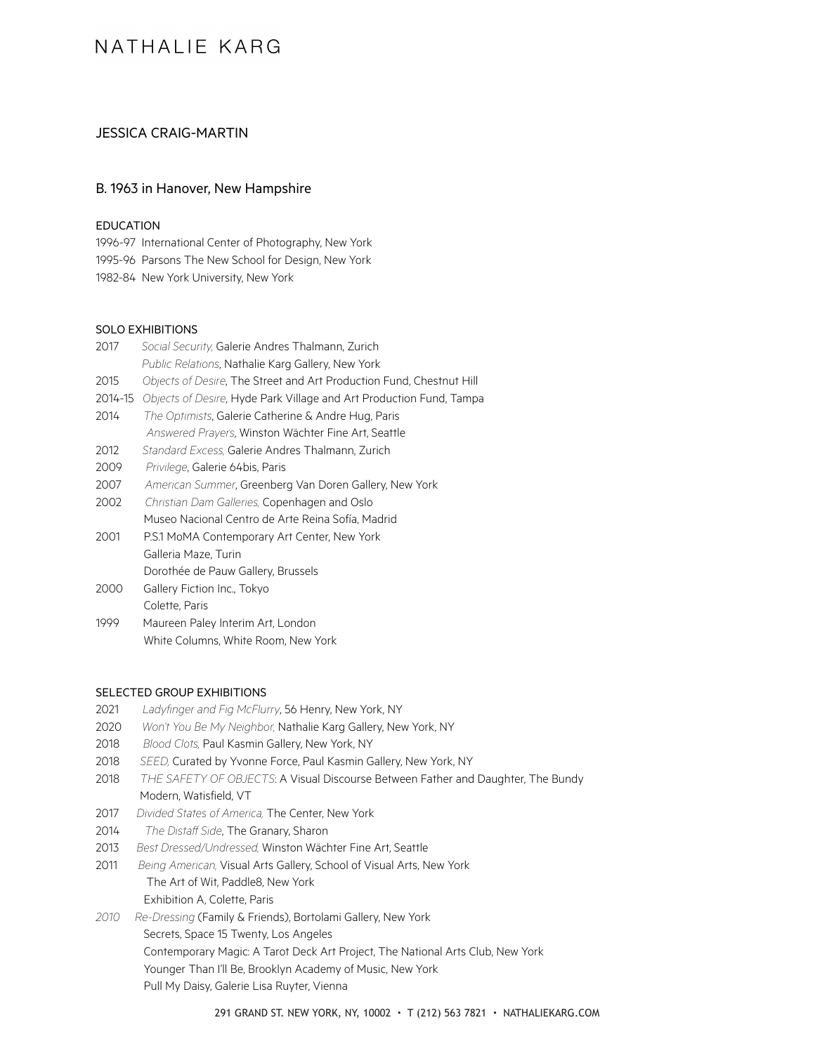# NATHALIE KARG

## JESSICA CRAIG-MARTIN

B. 1963 in Hanover, New Hampshire

### EDUCATION

1996-97 International Center of Photography, New York
1995-96 Parsons The New School for Design, New York
1982-84 New York University, New York

### SOLO EXHIBITIONS

2017 *Social Security,* Galerie Andres Thalmann, Zurich
*Public Relations*, Nathalie Karg Gallery, New York
2015 *Objects of Desire*, The Street and Art Production Fund, Chestnut Hill
2014-15 *Objects of Desire*, Hyde Park Village and Art Production Fund, Tampa
2014 *The Optimists*, Galerie Catherine & Andre Hug, Paris
*Answered Prayers*, Winston Wächter Fine Art, Seattle
2012 *Standard Excess,* Galerie Andres Thalmann, Zurich
2009 *Privilege*, Galerie 64bis, Paris
2007 *American Summer*, Greenberg Van Doren Gallery, New York
2002 *Christian Dam Galleries,* Copenhagen and Oslo
Museo Nacional Centro de Arte Reina Sofía, Madrid
2001 P.S.1 MoMA Contemporary Art Center, New York
Galleria Maze, Turin
Dorothée de Pauw Gallery, Brussels
2000 Gallery Fiction Inc., Tokyo
Colette, Paris
1999 Maureen Paley Interim Art, London
White Columns, White Room, New York

### SELECTED GROUP EXHIBITIONS

2021 *Ladyfinger and Fig McFlurry*, 56 Henry, New York, NY
2020 *Won't You Be My Neighbor,* Nathalie Karg Gallery, New York, NY
2018 *Blood Clots,* Paul Kasmin Gallery, New York, NY
2018 *SEED,* Curated by Yvonne Force, Paul Kasmin Gallery, New York, NY
2018 *THE SAFETY OF OBJECTS*: A Visual Discourse Between Father and Daughter, The Bundy Modern, Watisfield, VT
2017 *Divided States of America,* The Center, New York
2014 *The Distaff Side*, The Granary, Sharon
2013 *Best Dressed/Undressed,* Winston Wächter Fine Art, Seattle
2011 *Being American,* Visual Arts Gallery, School of Visual Arts, New York
The Art of Wit, Paddle8, New York
Exhibition A, Colette, Paris
*2010* *Re-Dressing* (Family & Friends), Bortolami Gallery, New York
Secrets, Space 15 Twenty, Los Angeles
Contemporary Magic: A Tarot Deck Art Project, The National Arts Club, New York
Younger Than I'll Be, Brooklyn Academy of Music, New York
Pull My Daisy, Galerie Lisa Ruyter, Vienna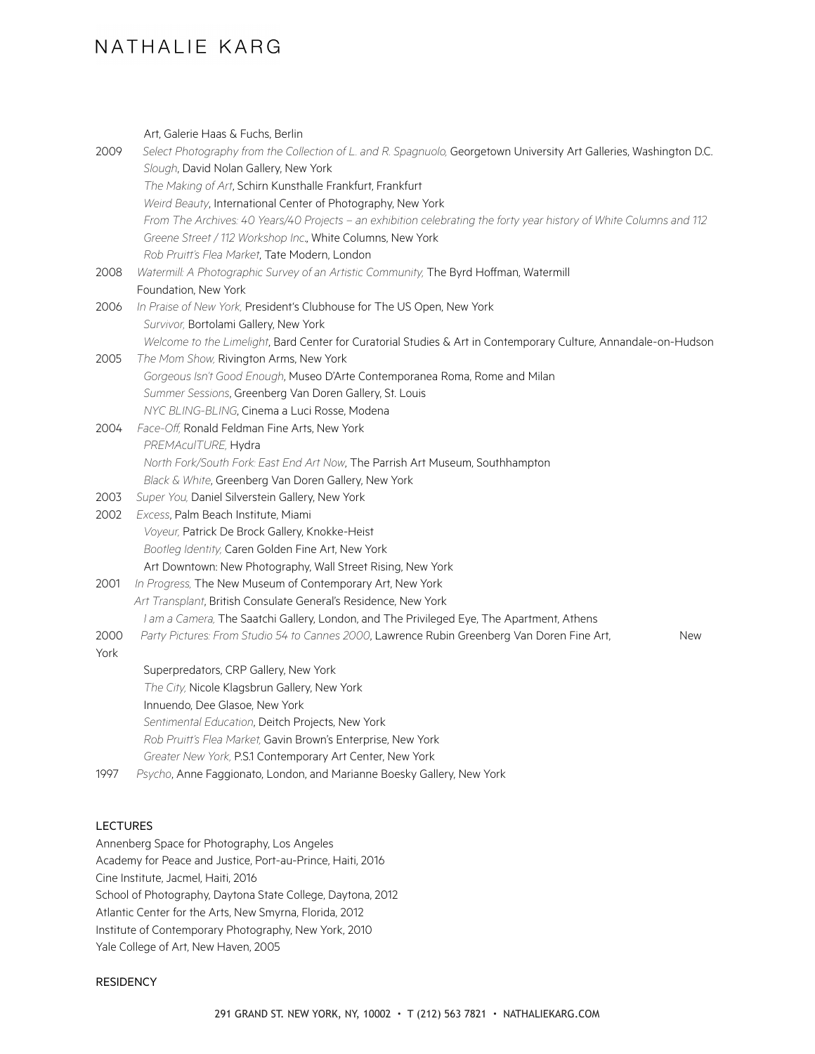Art, Galerie Haas & Fuchs, Berlin

2009 *Select Photography from the Collection of L. and R. Spagnuolo,* Georgetown University Art Galleries, Washington D.C.
*Slough*, David Nolan Gallery, New York
*The Making of Art*, Schirn Kunsthalle Frankfurt, Frankfurt
*Weird Beauty*, International Center of Photography, New York
*From The Archives: 40 Years/40 Projects – an exhibition celebrating the forty year history of White Columns and 112 Greene Street / 112 Workshop Inc.*, White Columns, New York
*Rob Pruitt's Flea Market*, Tate Modern, London

2008 *Watermill: A Photographic Survey of an Artistic Community,* The Byrd Hoffman, Watermill Foundation, New York

2006 *In Praise of New York,* President's Clubhouse for The US Open, New York
*Survivor,* Bortolami Gallery, New York
*Welcome to the Limelight*, Bard Center for Curatorial Studies & Art in Contemporary Culture, Annandale-on-Hudson

2005 *The Mom Show,* Rivington Arms, New York
*Gorgeous Isn't Good Enough*, Museo D'Arte Contemporanea Roma, Rome and Milan
*Summer Sessions*, Greenberg Van Doren Gallery, St. Louis
*NYC BLING-BLING*, Cinema a Luci Rosse, Modena

2004 *Face-Off,* Ronald Feldman Fine Arts, New York
*PREMAcuITURE,* Hydra
*North Fork/South Fork: East End Art Now*, The Parrish Art Museum, Southhampton
*Black & White*, Greenberg Van Doren Gallery, New York

2003 *Super You,* Daniel Silverstein Gallery, New York

2002 *Excess*, Palm Beach Institute, Miami
*Voyeur,* Patrick De Brock Gallery, Knokke-Heist
*Bootleg Identity,* Caren Golden Fine Art, New York
Art Downtown: New Photography, Wall Street Rising, New York

2001 *In Progress,* The New Museum of Contemporary Art, New York
*Art Transplant*, British Consulate General's Residence, New York
*I am a Camera,* The Saatchi Gallery, London, and The Privileged Eye, The Apartment, Athens

2000 *Party Pictures: From Studio 54 to Cannes 2000*, Lawrence Rubin Greenberg Van Doren Fine Art, New York
Superpredators, CRP Gallery, New York
*The City,* Nicole Klagsbrun Gallery, New York
Innuendo, Dee Glasoe, New York
*Sentimental Education*, Deitch Projects, New York
*Rob Pruitt's Flea Market,* Gavin Brown's Enterprise, New York
*Greater New York,* P.S.1 Contemporary Art Center, New York

1997 *Psycho*, Anne Faggionato, London, and Marianne Boesky Gallery, New York

## LECTURES

Annenberg Space for Photography, Los Angeles
Academy for Peace and Justice, Port-au-Prince, Haiti, 2016
Cine Institute, Jacmel, Haiti, 2016
School of Photography, Daytona State College, Daytona, 2012
Atlantic Center for the Arts, New Smyrna, Florida, 2012
Institute of Contemporary Photography, New York, 2010
Yale College of Art, New Haven, 2005

## RESIDENCY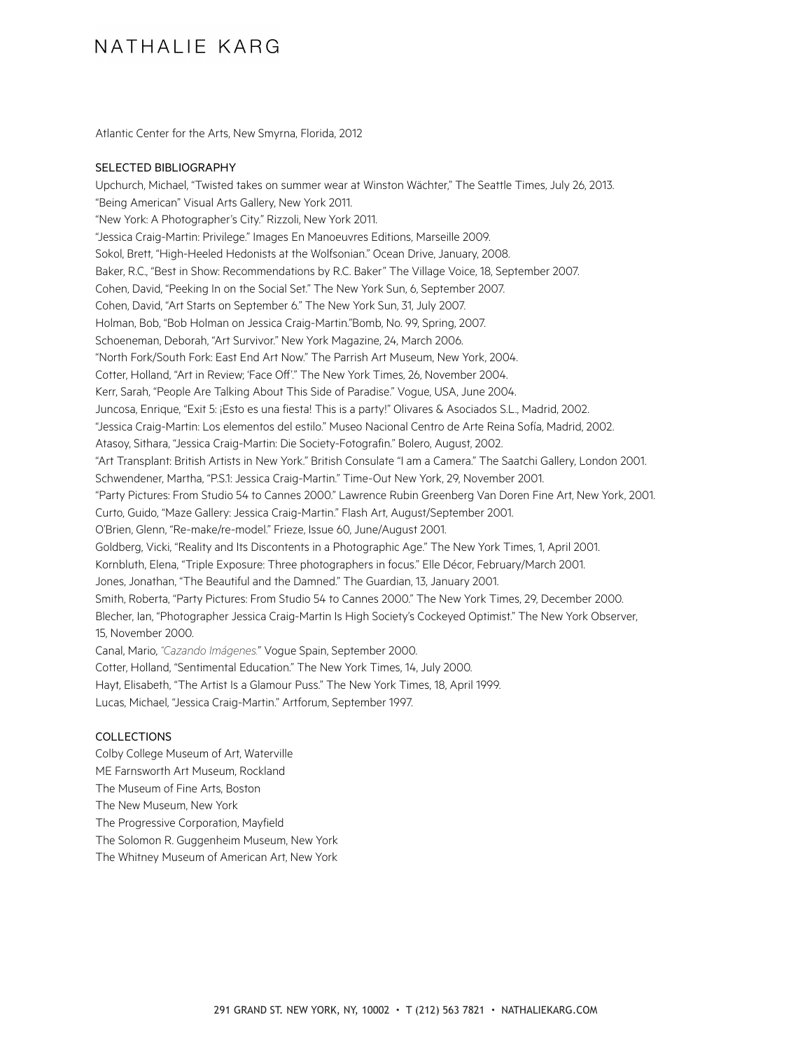Atlantic Center for the Arts, New Smyrna, Florida, 2012

## SELECTED BIBLIOGRAPHY

Upchurch, Michael, "Twisted takes on summer wear at Winston Wächter," The Seattle Times, July 26, 2013.
"Being American" Visual Arts Gallery, New York 2011.
"New York: A Photographer's City." Rizzoli, New York 2011.
"Jessica Craig-Martin: Privilege." Images En Manoeuvres Editions, Marseille 2009.
Sokol, Brett, "High-Heeled Hedonists at the Wolfsonian." Ocean Drive, January, 2008.
Baker, R.C., "Best in Show: Recommendations by R.C. Baker" The Village Voice, 18, September 2007.
Cohen, David, "Peeking In on the Social Set." The New York Sun, 6, September 2007.
Cohen, David, "Art Starts on September 6." The New York Sun, 31, July 2007.
Holman, Bob, "Bob Holman on Jessica Craig-Martin."Bomb, No. 99, Spring, 2007.
Schoeneman, Deborah, "Art Survivor." New York Magazine, 24, March 2006.
"North Fork/South Fork: East End Art Now." The Parrish Art Museum, New York, 2004.
Cotter, Holland, "Art in Review; 'Face Off'." The New York Times, 26, November 2004.
Kerr, Sarah, "People Are Talking About This Side of Paradise." Vogue, USA, June 2004.
Juncosa, Enrique, "Exit 5: ¡Esto es una fiesta! This is a party!" Olivares & Asociados S.L., Madrid, 2002.
"Jessica Craig-Martin: Los elementos del estilo." Museo Nacional Centro de Arte Reina Sofía, Madrid, 2002.
Atasoy, Sithara, "Jessica Craig-Martin: Die Society-Fotografin." Bolero, August, 2002.
"Art Transplant: British Artists in New York." British Consulate "I am a Camera." The Saatchi Gallery, London 2001.
Schwendener, Martha, "P.S.1: Jessica Craig-Martin." Time-Out New York, 29, November 2001.
"Party Pictures: From Studio 54 to Cannes 2000." Lawrence Rubin Greenberg Van Doren Fine Art, New York, 2001.
Curto, Guido, "Maze Gallery: Jessica Craig-Martin." Flash Art, August/September 2001.
O'Brien, Glenn, "Re-make/re-model." Frieze, Issue 60, June/August 2001.
Goldberg, Vicki, "Reality and Its Discontents in a Photographic Age." The New York Times, 1, April 2001.
Kornbluth, Elena, "Triple Exposure: Three photographers in focus." Elle Décor, February/March 2001.
Jones, Jonathan, "The Beautiful and the Damned." The Guardian, 13, January 2001.
Smith, Roberta, "Party Pictures: From Studio 54 to Cannes 2000." The New York Times, 29, December 2000.
Blecher, Ian, "Photographer Jessica Craig-Martin Is High Society's Cockeyed Optimist." The New York Observer, 15, November 2000.
Canal, Mario, *"Cazando Imágenes."* Vogue Spain, September 2000.
Cotter, Holland, "Sentimental Education." The New York Times, 14, July 2000.
Hayt, Elisabeth, "The Artist Is a Glamour Puss." The New York Times, 18, April 1999.
Lucas, Michael, "Jessica Craig-Martin." Artforum, September 1997.

## COLLECTIONS

Colby College Museum of Art, Waterville
ME Farnsworth Art Museum, Rockland
The Museum of Fine Arts, Boston
The New Museum, New York
The Progressive Corporation, Mayfield
The Solomon R. Guggenheim Museum, New York
The Whitney Museum of American Art, New York